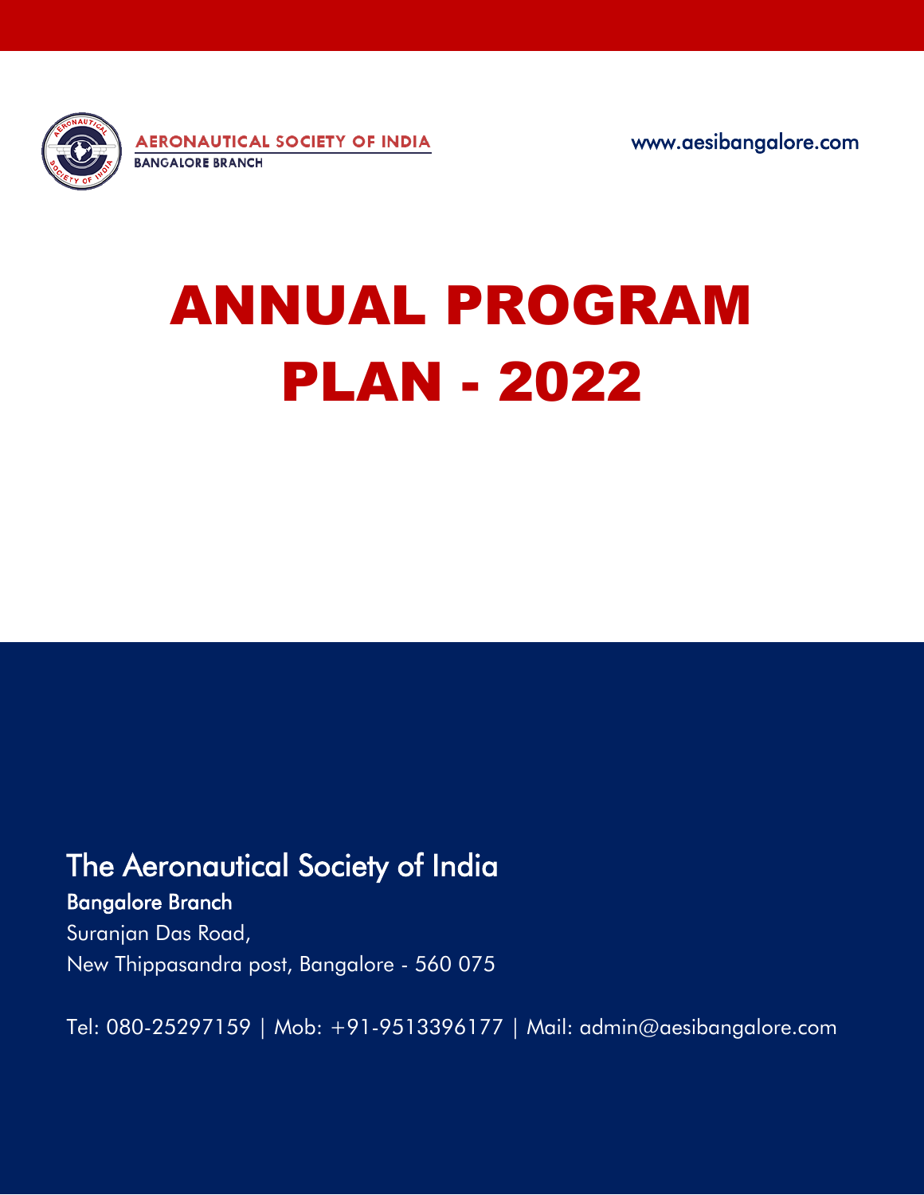AERONAUTICAL SOCIETY OF INDIA
BANGALORE BRANCH

www.aesibangalore.com

# ANNUAL PROGRAM PLAN - 2022

## The Aeronautical Society of India

**Bangalore Branch**

Suranjan Das Road,
New Thippasandra post, Bangalore - 560 075

Tel: 080-25297159 | Mob: +91-9513396177 | Mail: admin@aesibangalore.com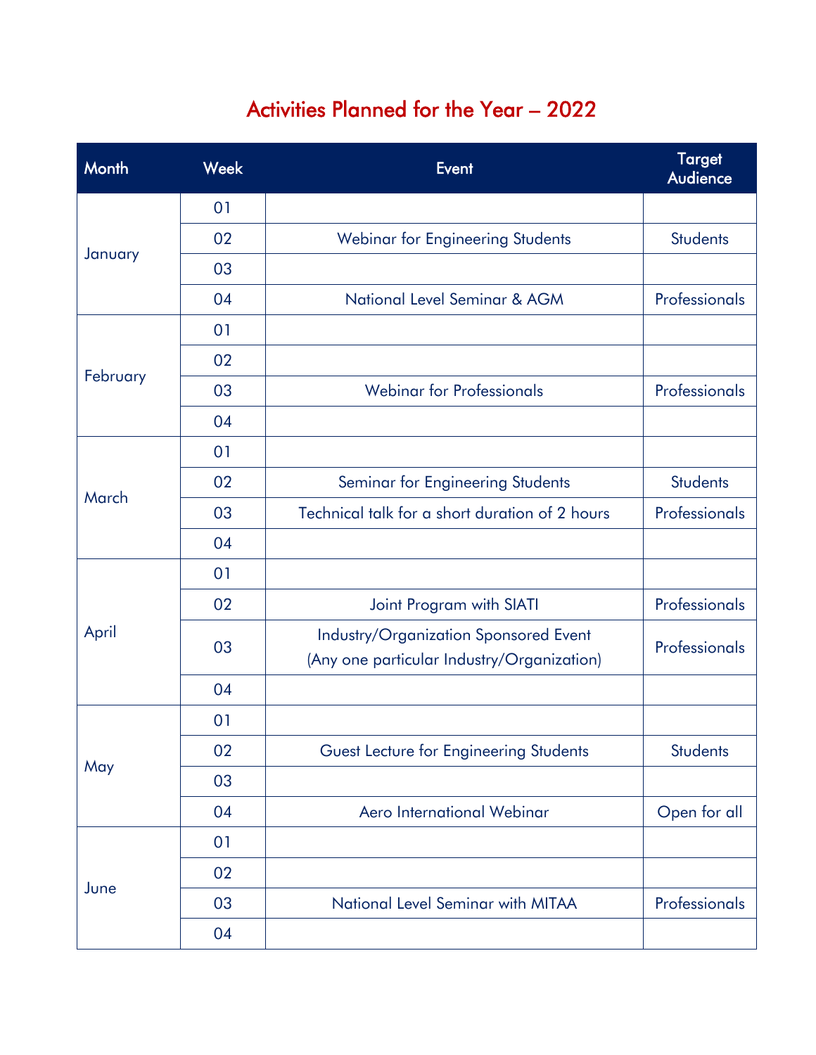## Activities Planned for the Year – 2022

| Month | Week | Event | Target Audience |
|---|---|---|---|
| January | 01 | | |
| | 02 | Webinar for Engineering Students | Students |
| | 03 | | |
| | 04 | National Level Seminar & AGM | Professionals |
| February | 01 | | |
| | 02 | | |
| | 03 | Webinar for Professionals | Professionals |
| | 04 | | |
| March | 01 | | |
| | 02 | Seminar for Engineering Students | Students |
| | 03 | Technical talk for a short duration of 2 hours | Professionals |
| | 04 | | |
| April | 01 | | |
| | 02 | Joint Program with SIATI | Professionals |
| | 03 | Industry/Organization Sponsored Event (Any one particular Industry/Organization) | Professionals |
| | 04 | | |
| May | 01 | | |
| | 02 | Guest Lecture for Engineering Students | Students |
| | 03 | | |
| | 04 | Aero International Webinar | Open for all |
| June | 01 | | |
| | 02 | | |
| | 03 | National Level Seminar with MITAA | Professionals |
| | 04 | | |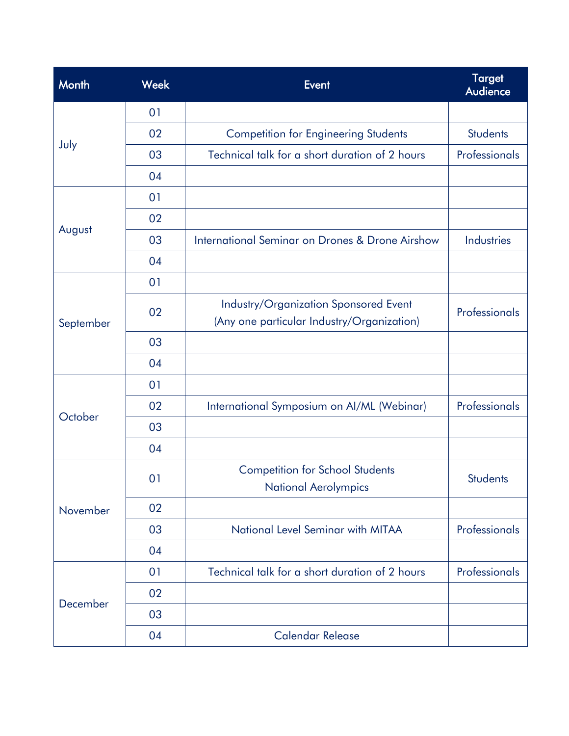| Month | Week | Event | Target Audience |
|---|---|---|---|
| July | 01 | | |
| | 02 | Competition for Engineering Students | Students |
| | 03 | Technical talk for a short duration of 2 hours | Professionals |
| | 04 | | |
| August | 01 | | |
| | 02 | | |
| | 03 | International Seminar on Drones & Drone Airshow | Industries |
| | 04 | | |
| September | 01 | | |
| | 02 | Industry/Organization Sponsored Event (Any one particular Industry/Organization) | Professionals |
| | 03 | | |
| | 04 | | |
| October | 01 | | |
| | 02 | International Symposium on AI/ML (Webinar) | Professionals |
| | 03 | | |
| | 04 | | |
| November | 01 | Competition for School Students National Aerolympics | Students |
| | 02 | | |
| | 03 | National Level Seminar with MITAA | Professionals |
| | 04 | | |
| December | 01 | Technical talk for a short duration of 2 hours | Professionals |
| | 02 | | |
| | 03 | | |
| | 04 | Calendar Release | |